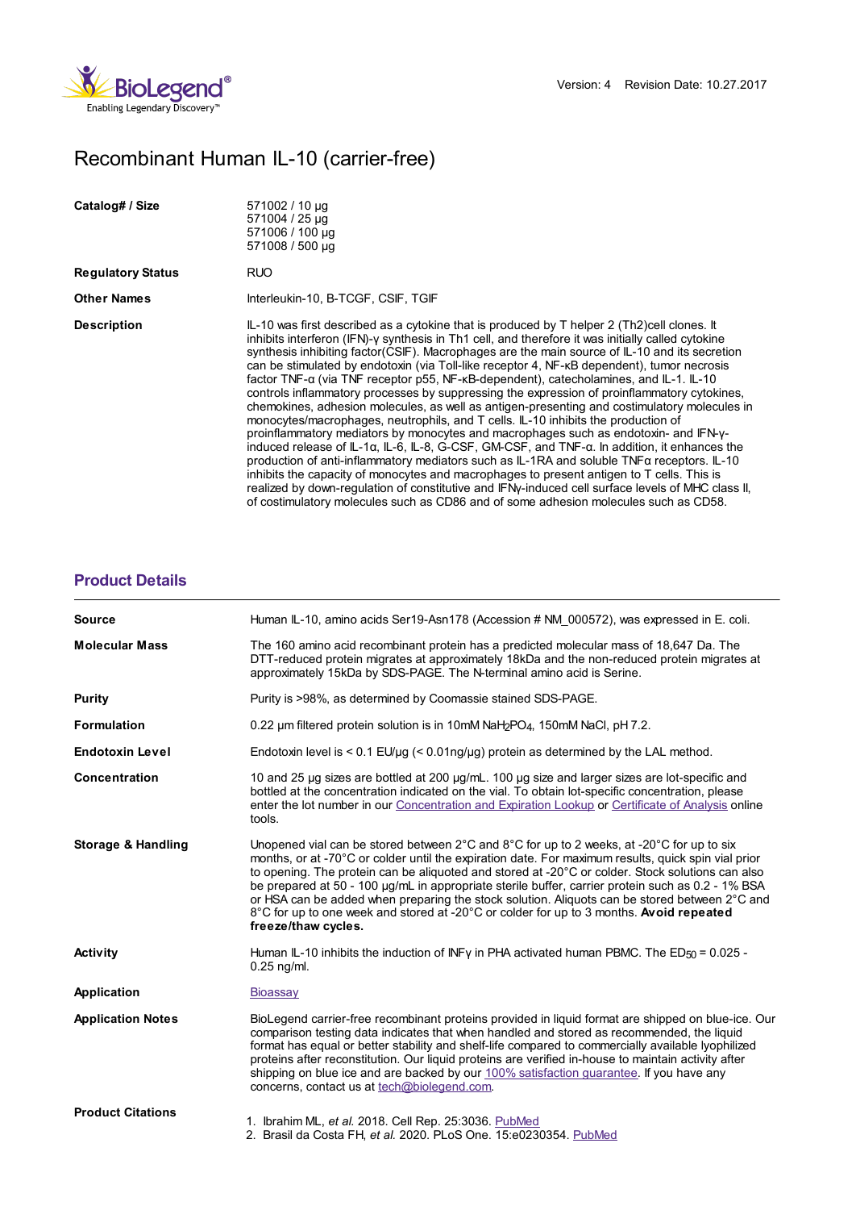BioLegend® Enabling Legendary Discovery™

Version: 4 Revision Date: 10.27.2017

# Recombinant Human IL-10 (carrier-free)

| | |
|---|---|
| **Catalog# / Size** | 571002 / 10 µg<br>571004 / 25 µg<br>571006 / 100 µg<br>571008 / 500 µg |
| **Regulatory Status** | RUO |
| **Other Names** | Interleukin-10, B-TCGF, CSIF, TGIF |
| **Description** | IL-10 was first described as a cytokine that is produced by T helper 2 (Th2)cell clones. It inhibits interferon (IFN)-γ synthesis in Th1 cell, and therefore it was initially called cytokine synthesis inhibiting factor(CSIF). Macrophages are the main source of IL-10 and its secretion can be stimulated by endotoxin (via Toll-like receptor 4, NF-κB dependent), tumor necrosis factor TNF-α (via TNF receptor p55, NF-κB-dependent), catecholamines, and IL-1. IL-10 controls inflammatory processes by suppressing the expression of proinflammatory cytokines, chemokines, adhesion molecules, as well as antigen-presenting and costimulatory molecules in monocytes/macrophages, neutrophils, and T cells. IL-10 inhibits the production of proinflammatory mediators by monocytes and macrophages such as endotoxin- and IFN-γ-induced release of IL-1α, IL-6, IL-8, G-CSF, GM-CSF, and TNF-α. In addition, it enhances the production of anti-inflammatory mediators such as IL-1RA and soluble TNFα receptors. IL-10 inhibits the capacity of monocytes and macrophages to present antigen to T cells. This is realized by down-regulation of constitutive and IFNγ-induced cell surface levels of MHC class II, of costimulatory molecules such as CD86 and of some adhesion molecules such as CD58. |

## Product Details

| | |
|---|---|
| **Source** | Human IL-10, amino acids Ser19-Asn178 (Accession # NM_000572), was expressed in E. coli. |
| **Molecular Mass** | The 160 amino acid recombinant protein has a predicted molecular mass of 18,647 Da. The DTT-reduced protein migrates at approximately 18kDa and the non-reduced protein migrates at approximately 15kDa by SDS-PAGE. The N-terminal amino acid is Serine. |
| **Purity** | Purity is >98%, as determined by Coomassie stained SDS-PAGE. |
| **Formulation** | 0.22 µm filtered protein solution is in 10mM $NaH_2PO_4$, 150mM NaCl, pH 7.2. |
| **Endotoxin Level** | Endotoxin level is < 0.1 EU/µg (< 0.01ng/µg) protein as determined by the LAL method. |
| **Concentration** | 10 and 25 µg sizes are bottled at 200 µg/mL. 100 µg size and larger sizes are lot-specific and bottled at the concentration indicated on the vial. To obtain lot-specific concentration, please enter the lot number in our Concentration and Expiration Lookup or Certificate of Analysis online tools. |
| **Storage & Handling** | Unopened vial can be stored between 2°C and 8°C for up to 2 weeks, at -20°C for up to six months, or at -70°C or colder until the expiration date. For maximum results, quick spin vial prior to opening. The protein can be aliquoted and stored at -20°C or colder. Stock solutions can also be prepared at 50 - 100 µg/mL in appropriate sterile buffer, carrier protein such as 0.2 - 1% BSA or HSA can be added when preparing the stock solution. Aliquots can be stored between 2°C and 8°C for up to one week and stored at -20°C or colder for up to 3 months. **Avoid repeated freeze/thaw cycles.** |
| **Activity** | Human IL-10 inhibits the induction of INFγ in PHA activated human PBMC. The $ED_{50}$ = 0.025 - 0.25 ng/ml. |
| **Application** | Bioassay |
| **Application Notes** | BioLegend carrier-free recombinant proteins provided in liquid format are shipped on blue-ice. Our comparison testing data indicates that when handled and stored as recommended, the liquid format has equal or better stability and shelf-life compared to commercially available lyophilized proteins after reconstitution. Our liquid proteins are verified in-house to maintain activity after shipping on blue ice and are backed by our 100% satisfaction guarantee. If you have any concerns, contact us at tech@biolegend.com. |
| **Product Citations** | 1. Ibrahim ML, *et al.* 2018. Cell Rep. 25:3036. PubMed<br>2. Brasil da Costa FH, *et al.* 2020. PLoS One. 15:e0230354. PubMed |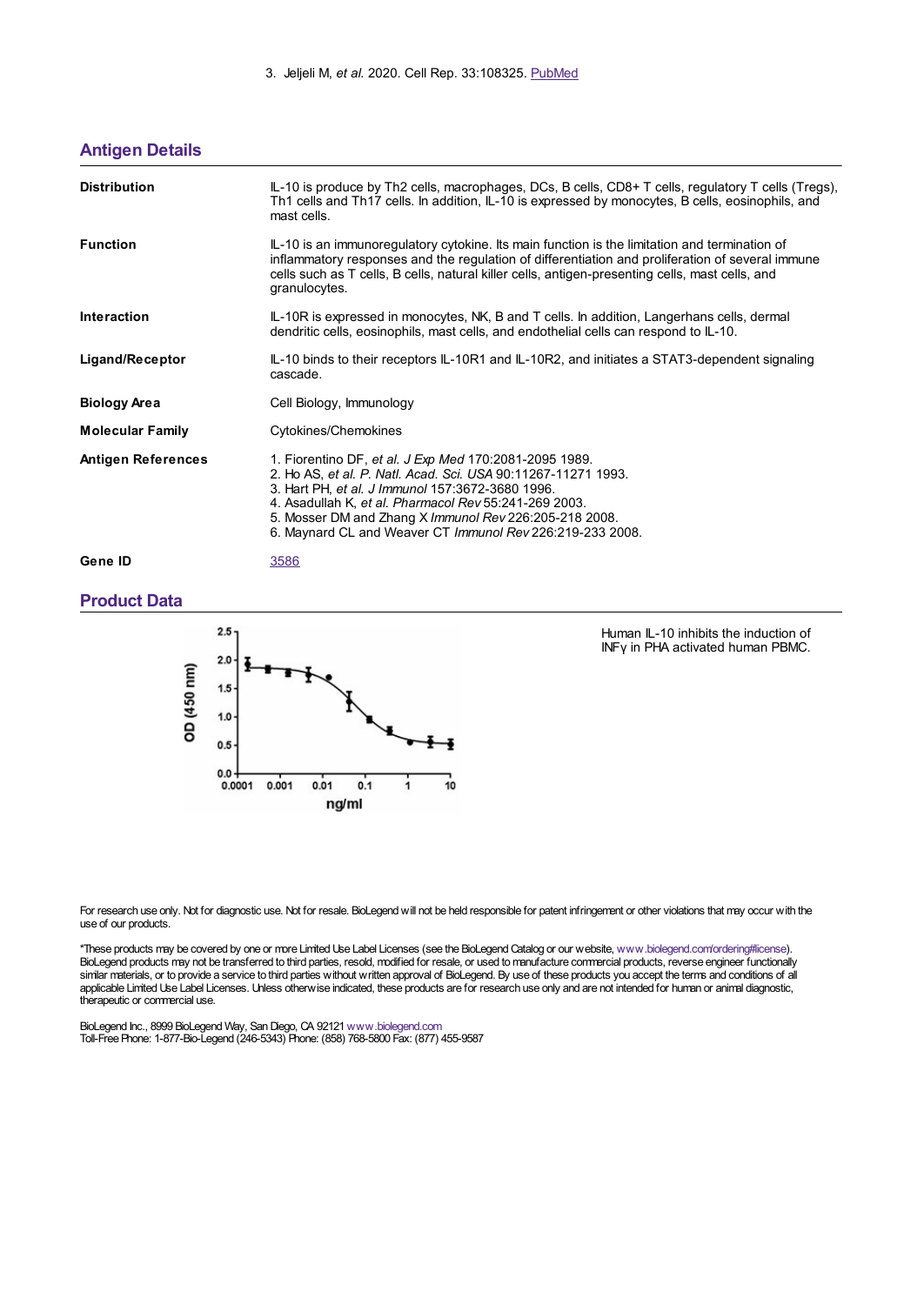3. Jeljeli M, *et al.* 2020. Cell Rep. 33:108325. PubMed

## Antigen Details

| | |
|---|---|
| **Distribution** | IL-10 is produce by Th2 cells, macrophages, DCs, B cells, CD8+ T cells, regulatory T cells (Tregs), Th1 cells and Th17 cells. In addition, IL-10 is expressed by monocytes, B cells, eosinophils, and mast cells. |
| **Function** | IL-10 is an immunoregulatory cytokine. Its main function is the limitation and termination of inflammatory responses and the regulation of differentiation and proliferation of several immune cells such as T cells, B cells, natural killer cells, antigen-presenting cells, mast cells, and granulocytes. |
| **Interaction** | IL-10R is expressed in monocytes, NK, B and T cells. In addition, Langerhans cells, dermal dendritic cells, eosinophils, mast cells, and endothelial cells can respond to IL-10. |
| **Ligand/Receptor** | IL-10 binds to their receptors IL-10R1 and IL-10R2, and initiates a STAT3-dependent signaling cascade. |
| **Biology Area** | Cell Biology, Immunology |
| **Molecular Family** | Cytokines/Chemokines |
| **Antigen References** | 1. Fiorentino DF, *et al. J Exp Med* 170:2081-2095 1989.<br>2. Ho AS, *et al. P. Natl. Acad. Sci. USA* 90:11267-11271 1993.<br>3. Hart PH, *et al. J Immunol* 157:3672-3680 1996.<br>4. Asadullah K, *et al. Pharmacol Rev* 55:241-269 2003.<br>5. Mosser DM and Zhang X *Immunol Rev* 226:205-218 2008.<br>6. Maynard CL and Weaver CT *Immunol Rev* 226:219-233 2008. |
| **Gene ID** | 3586 |

## Product Data

OD (450 nm)
2.5
2.0
1.5
1.0
0.5
0.0
0.0001 0.001 0.01 0.1 1 10
ng/ml

Human IL-10 inhibits the induction of INFγ in PHA activated human PBMC.

For research use only. Not for diagnostic use. Not for resale. BioLegend will not be held responsible for patent infringement or other violations that may occur with the use of our products.

*These products may be covered by one or more Limited Use Label Licenses (see the BioLegend Catalog or our website, www.biolegend.com/ordering#license). BioLegend products may not be transferred to third parties, resold, modified for resale, or used to manufacture commercial products, reverse engineer functionally similar materials, or to provide a service to third parties without written approval of BioLegend. By use of these products you accept the terms and conditions of all applicable Limited Use Label Licenses. Unless otherwise indicated, these products are for research use only and are not intended for human or animal diagnostic, therapeutic or commercial use.

BioLegend Inc., 8999 BioLegend Way, San Diego, CA 92121 www.biolegend.com
Toll-Free Phone: 1-877-Bio-Legend (246-5343) Phone: (858) 768-5800 Fax: (877) 455-9587